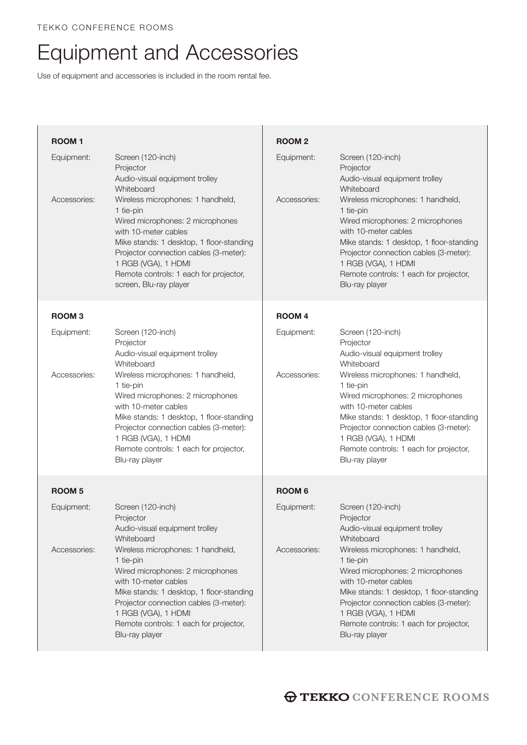TEKKO CONFERENCE ROOMS

# Equipment and Accessories

Use of equipment and accessories is included in the room rental fee.

### ROOM 1

**Equipment:**
Screen (120-inch)
Projector
Audio-visual equipment trolley
Whiteboard

**Accessories:**
Wireless microphones: 1 handheld, 1 tie-pin
Wired microphones: 2 microphones with 10-meter cables
Mike stands: 1 desktop, 1 floor-standing
Projector connection cables (3-meter): 1 RGB (VGA), 1 HDMI
Remote controls: 1 each for projector, screen, Blu-ray player

### ROOM 2

**Equipment:**
Screen (120-inch)
Projector
Audio-visual equipment trolley
Whiteboard

**Accessories:**
Wireless microphones: 1 handheld, 1 tie-pin
Wired microphones: 2 microphones with 10-meter cables
Mike stands: 1 desktop, 1 floor-standing
Projector connection cables (3-meter): 1 RGB (VGA), 1 HDMI
Remote controls: 1 each for projector, Blu-ray player

### ROOM 3

**Equipment:**
Screen (120-inch)
Projector
Audio-visual equipment trolley
Whiteboard

**Accessories:**
Wireless microphones: 1 handheld, 1 tie-pin
Wired microphones: 2 microphones with 10-meter cables
Mike stands: 1 desktop, 1 floor-standing
Projector connection cables (3-meter): 1 RGB (VGA), 1 HDMI
Remote controls: 1 each for projector, Blu-ray player

### ROOM 4

**Equipment:**
Screen (120-inch)
Projector
Audio-visual equipment trolley
Whiteboard

**Accessories:**
Wireless microphones: 1 handheld, 1 tie-pin
Wired microphones: 2 microphones with 10-meter cables
Mike stands: 1 desktop, 1 floor-standing
Projector connection cables (3-meter): 1 RGB (VGA), 1 HDMI
Remote controls: 1 each for projector, Blu-ray player

### ROOM 5

**Equipment:**
Screen (120-inch)
Projector
Audio-visual equipment trolley
Whiteboard

**Accessories:**
Wireless microphones: 1 handheld, 1 tie-pin
Wired microphones: 2 microphones with 10-meter cables
Mike stands: 1 desktop, 1 floor-standing
Projector connection cables (3-meter): 1 RGB (VGA), 1 HDMI
Remote controls: 1 each for projector, Blu-ray player

### ROOM 6

**Equipment:**
Screen (120-inch)
Projector
Audio-visual equipment trolley
Whiteboard

**Accessories:**
Wireless microphones: 1 handheld, 1 tie-pin
Wired microphones: 2 microphones with 10-meter cables
Mike stands: 1 desktop, 1 floor-standing
Projector connection cables (3-meter): 1 RGB (VGA), 1 HDMI
Remote controls: 1 each for projector, Blu-ray player

TEKKO CONFERENCE ROOMS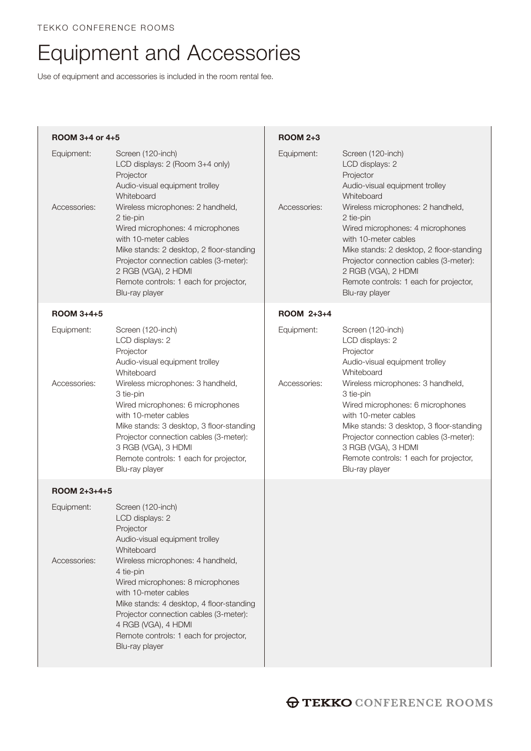# Equipment and Accessories

Use of equipment and accessories is included in the room rental fee.

### ROOM 3+4 or 4+5

| | |
|---|---|
| Equipment: | Screen (120-inch)<br>LCD displays: 2 (Room 3+4 only)<br>Projector<br>Audio-visual equipment trolley<br>Whiteboard |
| Accessories: | Wireless microphones: 2 handheld, 2 tie-pin<br>Wired microphones: 4 microphones with 10-meter cables<br>Mike stands: 2 desktop, 2 floor-standing<br>Projector connection cables (3-meter): 2 RGB (VGA), 2 HDMI<br>Remote controls: 1 each for projector, Blu-ray player |

### ROOM 2+3

| | |
|---|---|
| Equipment: | Screen (120-inch)<br>LCD displays: 2<br>Projector<br>Audio-visual equipment trolley<br>Whiteboard |
| Accessories: | Wireless microphones: 2 handheld, 2 tie-pin<br>Wired microphones: 4 microphones with 10-meter cables<br>Mike stands: 2 desktop, 2 floor-standing<br>Projector connection cables (3-meter): 2 RGB (VGA), 2 HDMI<br>Remote controls: 1 each for projector, Blu-ray player |

### ROOM 3+4+5

| | |
|---|---|
| Equipment: | Screen (120-inch)<br>LCD displays: 2<br>Projector<br>Audio-visual equipment trolley<br>Whiteboard |
| Accessories: | Wireless microphones: 3 handheld, 3 tie-pin<br>Wired microphones: 6 microphones with 10-meter cables<br>Mike stands: 3 desktop, 3 floor-standing<br>Projector connection cables (3-meter): 3 RGB (VGA), 3 HDMI<br>Remote controls: 1 each for projector, Blu-ray player |

### ROOM 2+3+4

| | |
|---|---|
| Equipment: | Screen (120-inch)<br>LCD displays: 2<br>Projector<br>Audio-visual equipment trolley<br>Whiteboard |
| Accessories: | Wireless microphones: 3 handheld, 3 tie-pin<br>Wired microphones: 6 microphones with 10-meter cables<br>Mike stands: 3 desktop, 3 floor-standing<br>Projector connection cables (3-meter): 3 RGB (VGA), 3 HDMI<br>Remote controls: 1 each for projector, Blu-ray player |

### ROOM 2+3+4+5

| | |
|---|---|
| Equipment: | Screen (120-inch)<br>LCD displays: 2<br>Projector<br>Audio-visual equipment trolley<br>Whiteboard |
| Accessories: | Wireless microphones: 4 handheld, 4 tie-pin<br>Wired microphones: 8 microphones with 10-meter cables<br>Mike stands: 4 desktop, 4 floor-standing<br>Projector connection cables (3-meter): 4 RGB (VGA), 4 HDMI<br>Remote controls: 1 each for projector, Blu-ray player |